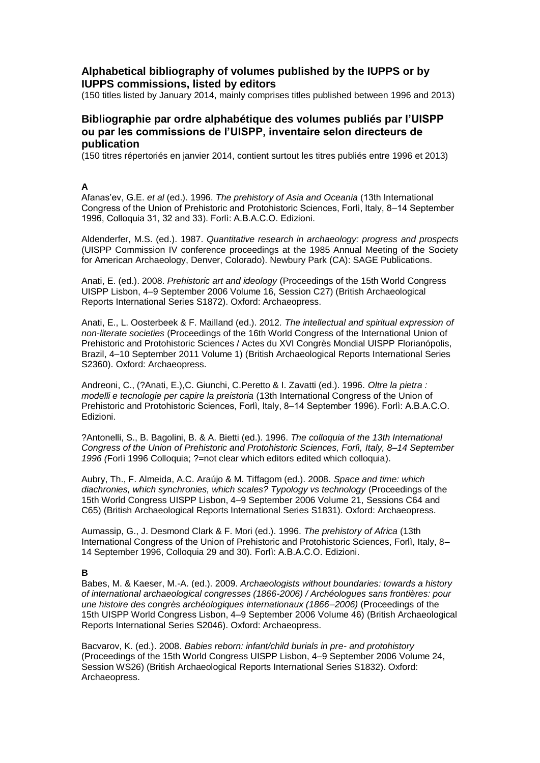## Alphabetical bibliography of volumes published by the IUPPS or by IUPPS commissions, listed by editors

(150 titles listed by January 2014, mainly comprises titles published between 1996 and 2013)

## Bibliographie par ordre alphabétique des volumes publiés par l'UISPP ou par les commissions de l'UISPP, inventaire selon directeurs de publication

(150 titres répertoriés en janvier 2014, contient surtout les titres publiés entre 1996 et 2013)

**A**

Afanas'ev, G.E. *et al* (ed.). 1996. *The prehistory of Asia and Oceania* (13th International Congress of the Union of Prehistoric and Protohistoric Sciences, Forlì, Italy, 8–14 September 1996, Colloquia 31, 32 and 33). Forlì: A.B.A.C.O. Edizioni.

Aldenderfer, M.S. (ed.). 1987. *Quantitative research in archaeology: progress and prospects* (UISPP Commission IV conference proceedings at the 1985 Annual Meeting of the Society for American Archaeology, Denver, Colorado). Newbury Park (CA): SAGE Publications.

Anati, E. (ed.). 2008. *Prehistoric art and ideology* (Proceedings of the 15th World Congress UISPP Lisbon, 4–9 September 2006 Volume 16, Session C27) (British Archaeological Reports International Series S1872). Oxford: Archaeopress.

Anati, E., L. Oosterbeek & F. Mailland (ed.). 2012. *The intellectual and spiritual expression of non-literate societies* (Proceedings of the 16th World Congress of the International Union of Prehistoric and Protohistoric Sciences / Actes du XVI Congrès Mondial UISPP Florianópolis, Brazil, 4–10 September 2011 Volume 1) (British Archaeological Reports International Series S2360). Oxford: Archaeopress.

Andreoni, C., (?Anati, E.),C. Giunchi, C.Peretto & I. Zavatti (ed.). 1996. *Oltre la pietra : modelli e tecnologie per capire la preistoria* (13th International Congress of the Union of Prehistoric and Protohistoric Sciences, Forlì, Italy, 8–14 September 1996). Forlì: A.B.A.C.O. Edizioni.

?Antonelli, S., B. Bagolini, B. & A. Bietti (ed.). 1996. *The colloquia of the 13th International Congress of the Union of Prehistoric and Protohistoric Sciences, Forlì, Italy, 8–14 September 1996 (*Forlì 1996 Colloquia; ?=not clear which editors edited which colloquia).

Aubry, Th., F. Almeida, A.C. Araújo & M. Tiffagom (ed.). 2008. *Space and time: which diachronies, which synchronies, which scales? Typology vs technology* (Proceedings of the 15th World Congress UISPP Lisbon, 4–9 September 2006 Volume 21, Sessions C64 and C65) (British Archaeological Reports International Series S1831). Oxford: Archaeopress.

Aumassip, G., J. Desmond Clark & F. Mori (ed.). 1996. *The prehistory of Africa* (13th International Congress of the Union of Prehistoric and Protohistoric Sciences, Forlì, Italy, 8–14 September 1996, Colloquia 29 and 30). Forlì: A.B.A.C.O. Edizioni.

**B**

Babes, M. & Kaeser, M.-A. (ed.). 2009. *Archaeologists without boundaries: towards a history of international archaeological congresses (1866-2006) / Archéologues sans frontières: pour une histoire des congrès archéologiques internationaux (1866–2006)* (Proceedings of the 15th UISPP World Congress Lisbon, 4–9 September 2006 Volume 46) (British Archaeological Reports International Series S2046). Oxford: Archaeopress.

Bacvarov, K. (ed.). 2008. *Babies reborn: infant/child burials in pre- and protohistory* (Proceedings of the 15th World Congress UISPP Lisbon, 4–9 September 2006 Volume 24, Session WS26) (British Archaeological Reports International Series S1832). Oxford: Archaeopress.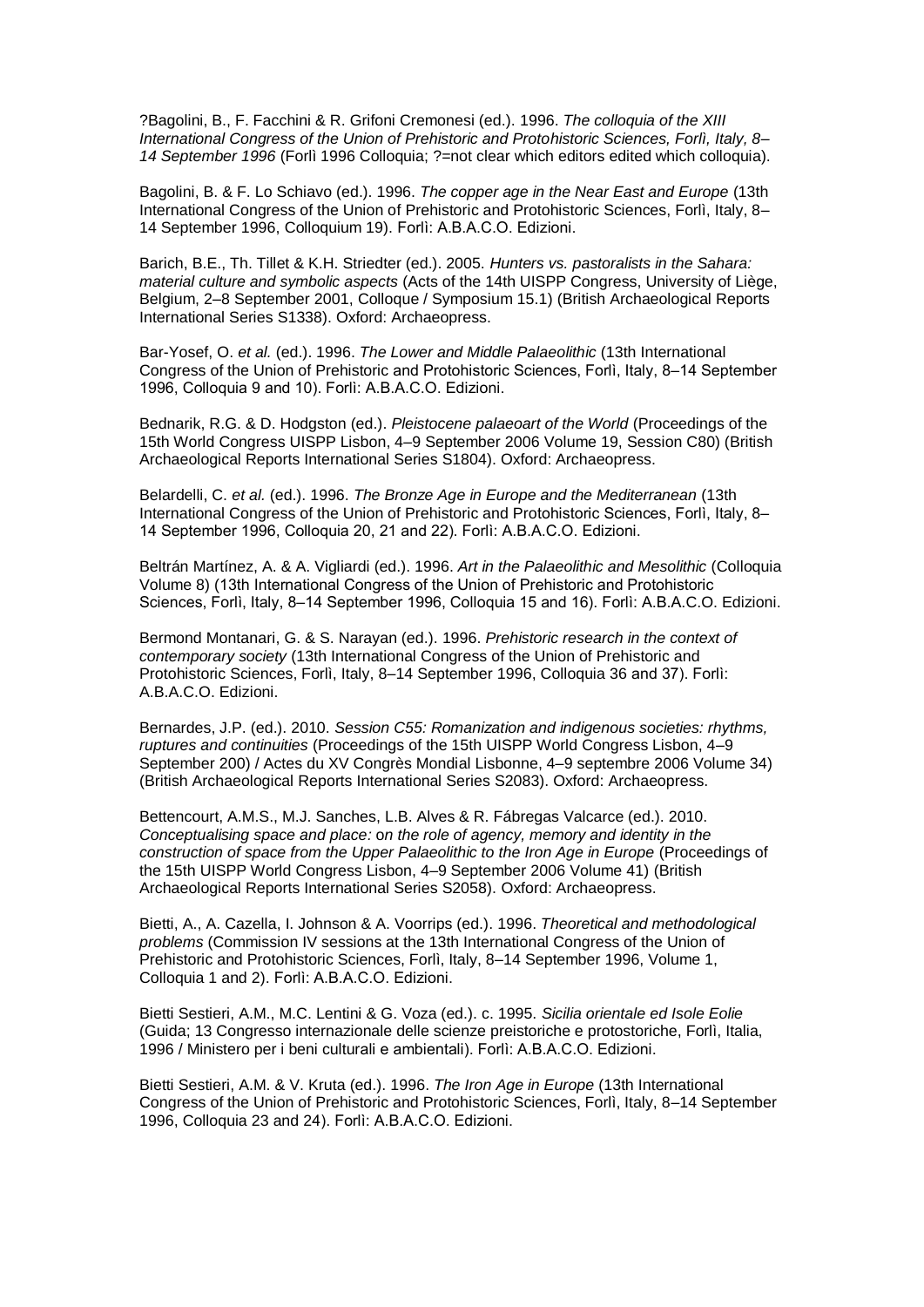?Bagolini, B., F. Facchini & R. Grifoni Cremonesi (ed.). 1996. *The colloquia of the XIII International Congress of the Union of Prehistoric and Protohistoric Sciences, Forlì, Italy, 8–14 September 1996* (Forlì 1996 Colloquia; ?=not clear which editors edited which colloquia).

Bagolini, B. & F. Lo Schiavo (ed.). 1996. *The copper age in the Near East and Europe* (13th International Congress of the Union of Prehistoric and Protohistoric Sciences, Forlì, Italy, 8–14 September 1996, Colloquium 19). Forlì: A.B.A.C.O. Edizioni.

Barich, B.E., Th. Tillet & K.H. Striedter (ed.). 2005. *Hunters vs. pastoralists in the Sahara: material culture and symbolic aspects* (Acts of the 14th UISPP Congress, University of Liège, Belgium, 2–8 September 2001, Colloque / Symposium 15.1) (British Archaeological Reports International Series S1338). Oxford: Archaeopress.

Bar-Yosef, O. *et al.* (ed.). 1996. *The Lower and Middle Palaeolithic* (13th International Congress of the Union of Prehistoric and Protohistoric Sciences, Forlì, Italy, 8–14 September 1996, Colloquia 9 and 10). Forlì: A.B.A.C.O. Edizioni.

Bednarik, R.G. & D. Hodgston (ed.). *Pleistocene palaeoart of the World* (Proceedings of the 15th World Congress UISPP Lisbon, 4–9 September 2006 Volume 19, Session C80) (British Archaeological Reports International Series S1804). Oxford: Archaeopress.

Belardelli, C. *et al.* (ed.). 1996. *The Bronze Age in Europe and the Mediterranean* (13th International Congress of the Union of Prehistoric and Protohistoric Sciences, Forlì, Italy, 8–14 September 1996, Colloquia 20, 21 and 22). Forlì: A.B.A.C.O. Edizioni.

Beltrán Martínez, A. & A. Vigliardi (ed.). 1996. *Art in the Palaeolithic and Mesolithic* (Colloquia Volume 8) (13th International Congress of the Union of Prehistoric and Protohistoric Sciences, Forlì, Italy, 8–14 September 1996, Colloquia 15 and 16). Forlì: A.B.A.C.O. Edizioni.

Bermond Montanari, G. & S. Narayan (ed.). 1996. *Prehistoric research in the context of contemporary society* (13th International Congress of the Union of Prehistoric and Protohistoric Sciences, Forlì, Italy, 8–14 September 1996, Colloquia 36 and 37). Forlì: A.B.A.C.O. Edizioni.

Bernardes, J.P. (ed.). 2010. *Session C55: Romanization and indigenous societies: rhythms, ruptures and continuities* (Proceedings of the 15th UISPP World Congress Lisbon, 4–9 September 200) / Actes du XV Congrès Mondial Lisbonne, 4–9 septembre 2006 Volume 34) (British Archaeological Reports International Series S2083). Oxford: Archaeopress.

Bettencourt, A.M.S., M.J. Sanches, L.B. Alves & R. Fábregas Valcarce (ed.). 2010. *Conceptualising space and place: on the role of agency, memory and identity in the construction of space from the Upper Palaeolithic to the Iron Age in Europe* (Proceedings of the 15th UISPP World Congress Lisbon, 4–9 September 2006 Volume 41) (British Archaeological Reports International Series S2058). Oxford: Archaeopress.

Bietti, A., A. Cazella, I. Johnson & A. Voorrips (ed.). 1996. *Theoretical and methodological problems* (Commission IV sessions at the 13th International Congress of the Union of Prehistoric and Protohistoric Sciences, Forlì, Italy, 8–14 September 1996, Volume 1, Colloquia 1 and 2). Forlì: A.B.A.C.O. Edizioni.

Bietti Sestieri, A.M., M.C. Lentini & G. Voza (ed.). c. 1995. *Sicilia orientale ed Isole Eolie* (Guida; 13 Congresso internazionale delle scienze preistoriche e protostoriche, Forlì, Italia, 1996 / Ministero per i beni culturali e ambientali). Forlì: A.B.A.C.O. Edizioni.

Bietti Sestieri, A.M. & V. Kruta (ed.). 1996. *The Iron Age in Europe* (13th International Congress of the Union of Prehistoric and Protohistoric Sciences, Forlì, Italy, 8–14 September 1996, Colloquia 23 and 24). Forlì: A.B.A.C.O. Edizioni.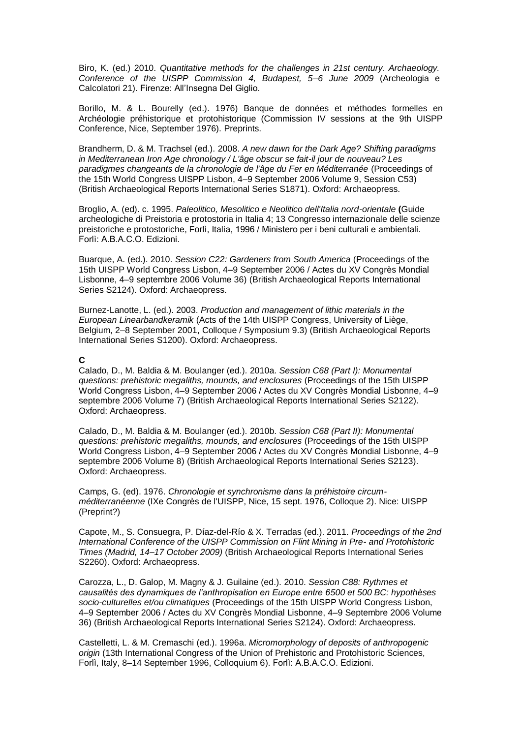Biro, K. (ed.) 2010. *Quantitative methods for the challenges in 21st century. Archaeology. Conference of the UISPP Commission 4, Budapest, 5–6 June 2009* (Archeologia e Calcolatori 21). Firenze: All'Insegna Del Giglio.

Borillo, M. & L. Bourelly (ed.). 1976) Banque de données et méthodes formelles en Archéologie préhistorique et protohistorique (Commission IV sessions at the 9th UISPP Conference, Nice, September 1976). Preprints.

Brandherm, D. & M. Trachsel (ed.). 2008. *A new dawn for the Dark Age? Shifting paradigms in Mediterranean Iron Age chronology / L'âge obscur se fait-il jour de nouveau? Les paradigmes changeants de la chronologie de l'âge du Fer en Méditerranée* (Proceedings of the 15th World Congress UISPP Lisbon, 4–9 September 2006 Volume 9, Session C53) (British Archaeological Reports International Series S1871). Oxford: Archaeopress.

Broglio, A. (ed). c. 1995. *Paleolitico, Mesolitico e Neolitico dell'Italia nord-orientale* **(**Guide archeologiche di Preistoria e protostoria in Italia 4; 13 Congresso internazionale delle scienze preistoriche e protostoriche, Forlì, Italia, 1996 / Ministero per i beni culturali e ambientali. Forlì: A.B.A.C.O. Edizioni.

Buarque, A. (ed.). 2010. *Session C22: Gardeners from South America* (Proceedings of the 15th UISPP World Congress Lisbon, 4–9 September 2006 / Actes du XV Congrès Mondial Lisbonne, 4–9 septembre 2006 Volume 36) (British Archaeological Reports International Series S2124). Oxford: Archaeopress.

Burnez-Lanotte, L. (ed.). 2003. *Production and management of lithic materials in the European Linearbandkeramik* (Acts of the 14th UISPP Congress, University of Liège, Belgium, 2–8 September 2001, Colloque / Symposium 9.3) (British Archaeological Reports International Series S1200). Oxford: Archaeopress.

**C**

Calado, D., M. Baldia & M. Boulanger (ed.). 2010a. *Session C68 (Part I): Monumental questions: prehistoric megaliths, mounds, and enclosures* (Proceedings of the 15th UISPP World Congress Lisbon, 4–9 September 2006 / Actes du XV Congrès Mondial Lisbonne, 4–9 septembre 2006 Volume 7) (British Archaeological Reports International Series S2122). Oxford: Archaeopress.

Calado, D., M. Baldia & M. Boulanger (ed.). 2010b. *Session C68 (Part II): Monumental questions: prehistoric megaliths, mounds, and enclosures* (Proceedings of the 15th UISPP World Congress Lisbon, 4–9 September 2006 / Actes du XV Congrès Mondial Lisbonne, 4–9 septembre 2006 Volume 8) (British Archaeological Reports International Series S2123). Oxford: Archaeopress.

Camps, G. (ed). 1976. *Chronologie et synchronisme dans la préhistoire circum-méditerranéenne* (IXe Congrès de l'UISPP, Nice, 15 sept. 1976, Colloque 2). Nice: UISPP (Preprint?)

Capote, M., S. Consuegra, P. Díaz-del-Río & X. Terradas (ed.). 2011. *Proceedings of the 2nd International Conference of the UISPP Commission on Flint Mining in Pre- and Protohistoric Times (Madrid, 14–17 October 2009)* (British Archaeological Reports International Series S2260). Oxford: Archaeopress.

Carozza, L., D. Galop, M. Magny & J. Guilaine (ed.). 2010. *Session C88: Rythmes et causalités des dynamiques de l'anthropisation en Europe entre 6500 et 500 BC: hypothèses socio-culturelles et/ou climatiques* (Proceedings of the 15th UISPP World Congress Lisbon, 4–9 September 2006 / Actes du XV Congrès Mondial Lisbonne, 4–9 Septembre 2006 Volume 36) (British Archaeological Reports International Series S2124). Oxford: Archaeopress.

Castelletti, L. & M. Cremaschi (ed.). 1996a. *Micromorphology of deposits of anthropogenic origin* (13th International Congress of the Union of Prehistoric and Protohistoric Sciences, Forlì, Italy, 8–14 September 1996, Colloquium 6). Forlì: A.B.A.C.O. Edizioni.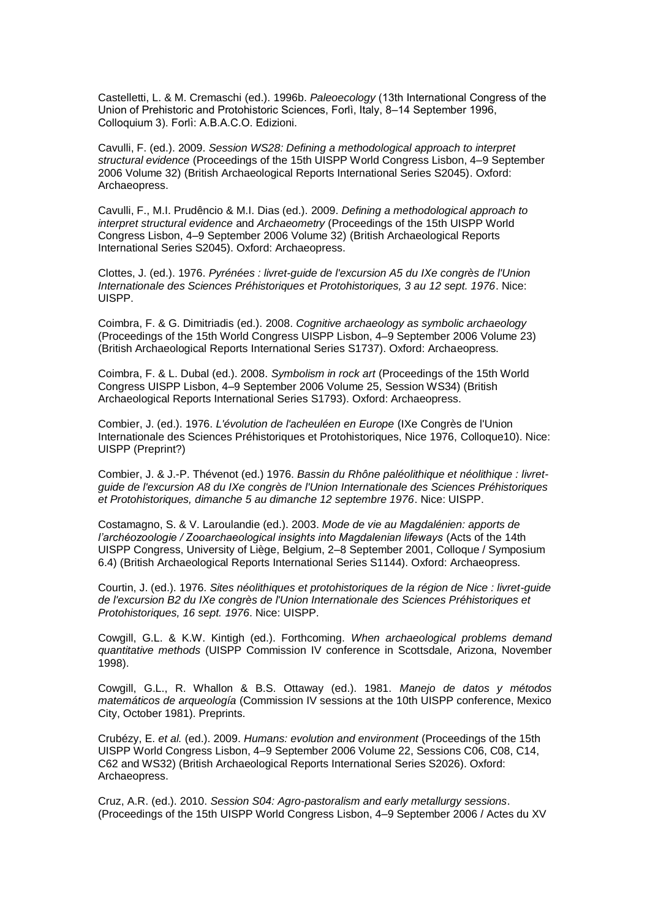Castelletti, L. & M. Cremaschi (ed.). 1996b. *Paleoecology* (13th International Congress of the Union of Prehistoric and Protohistoric Sciences, Forlì, Italy, 8–14 September 1996, Colloquium 3). Forlì: A.B.A.C.O. Edizioni.

Cavulli, F. (ed.). 2009. *Session WS28: Defining a methodological approach to interpret structural evidence* (Proceedings of the 15th UISPP World Congress Lisbon, 4–9 September 2006 Volume 32) (British Archaeological Reports International Series S2045). Oxford: Archaeopress.

Cavulli, F., M.I. Prudêncio & M.I. Dias (ed.). 2009. *Defining a methodological approach to interpret structural evidence* and *Archaeometry* (Proceedings of the 15th UISPP World Congress Lisbon, 4–9 September 2006 Volume 32) (British Archaeological Reports International Series S2045). Oxford: Archaeopress.

Clottes, J. (ed.). 1976. *Pyrénées : livret-guide de l'excursion A5 du IXe congrès de l'Union Internationale des Sciences Préhistoriques et Protohistoriques, 3 au 12 sept. 1976*. Nice: UISPP.

Coimbra, F. & G. Dimitriadis (ed.). 2008. *Cognitive archaeology as symbolic archaeology* (Proceedings of the 15th World Congress UISPP Lisbon, 4–9 September 2006 Volume 23) (British Archaeological Reports International Series S1737). Oxford: Archaeopress.

Coimbra, F. & L. Dubal (ed.). 2008. *Symbolism in rock art* (Proceedings of the 15th World Congress UISPP Lisbon, 4–9 September 2006 Volume 25, Session WS34) (British Archaeological Reports International Series S1793). Oxford: Archaeopress.

Combier, J. (ed.). 1976. *L'évolution de l'acheuléen en Europe* (IXe Congrès de l'Union Internationale des Sciences Préhistoriques et Protohistoriques, Nice 1976, Colloque10). Nice: UISPP (Preprint?)

Combier, J. & J.-P. Thévenot (ed.) 1976. *Bassin du Rhône paléolithique et néolithique : livret-guide de l'excursion A8 du IXe congrès de l'Union Internationale des Sciences Préhistoriques et Protohistoriques, dimanche 5 au dimanche 12 septembre 1976*. Nice: UISPP.

Costamagno, S. & V. Laroulandie (ed.). 2003. *Mode de vie au Magdalénien: apports de l'archéozoologie / Zooarchaeological insights into Magdalenian lifeways* (Acts of the 14th UISPP Congress, University of Liège, Belgium, 2–8 September 2001, Colloque / Symposium 6.4) (British Archaeological Reports International Series S1144). Oxford: Archaeopress.

Courtin, J. (ed.). 1976. *Sites néolithiques et protohistoriques de la région de Nice : livret-guide de l'excursion B2 du IXe congrès de l'Union Internationale des Sciences Préhistoriques et Protohistoriques, 16 sept. 1976*. Nice: UISPP.

Cowgill, G.L. & K.W. Kintigh (ed.). Forthcoming. *When archaeological problems demand quantitative methods* (UISPP Commission IV conference in Scottsdale, Arizona, November 1998).

Cowgill, G.L., R. Whallon & B.S. Ottaway (ed.). 1981. *Manejo de datos y métodos matemáticos de arqueología* (Commission IV sessions at the 10th UISPP conference, Mexico City, October 1981). Preprints.

Crubézy, E. *et al.* (ed.). 2009. *Humans: evolution and environment* (Proceedings of the 15th UISPP World Congress Lisbon, 4–9 September 2006 Volume 22, Sessions C06, C08, C14, C62 and WS32) (British Archaeological Reports International Series S2026). Oxford: Archaeopress.

Cruz, A.R. (ed.). 2010. *Session S04: Agro-pastoralism and early metallurgy sessions*. (Proceedings of the 15th UISPP World Congress Lisbon, 4–9 September 2006 / Actes du XV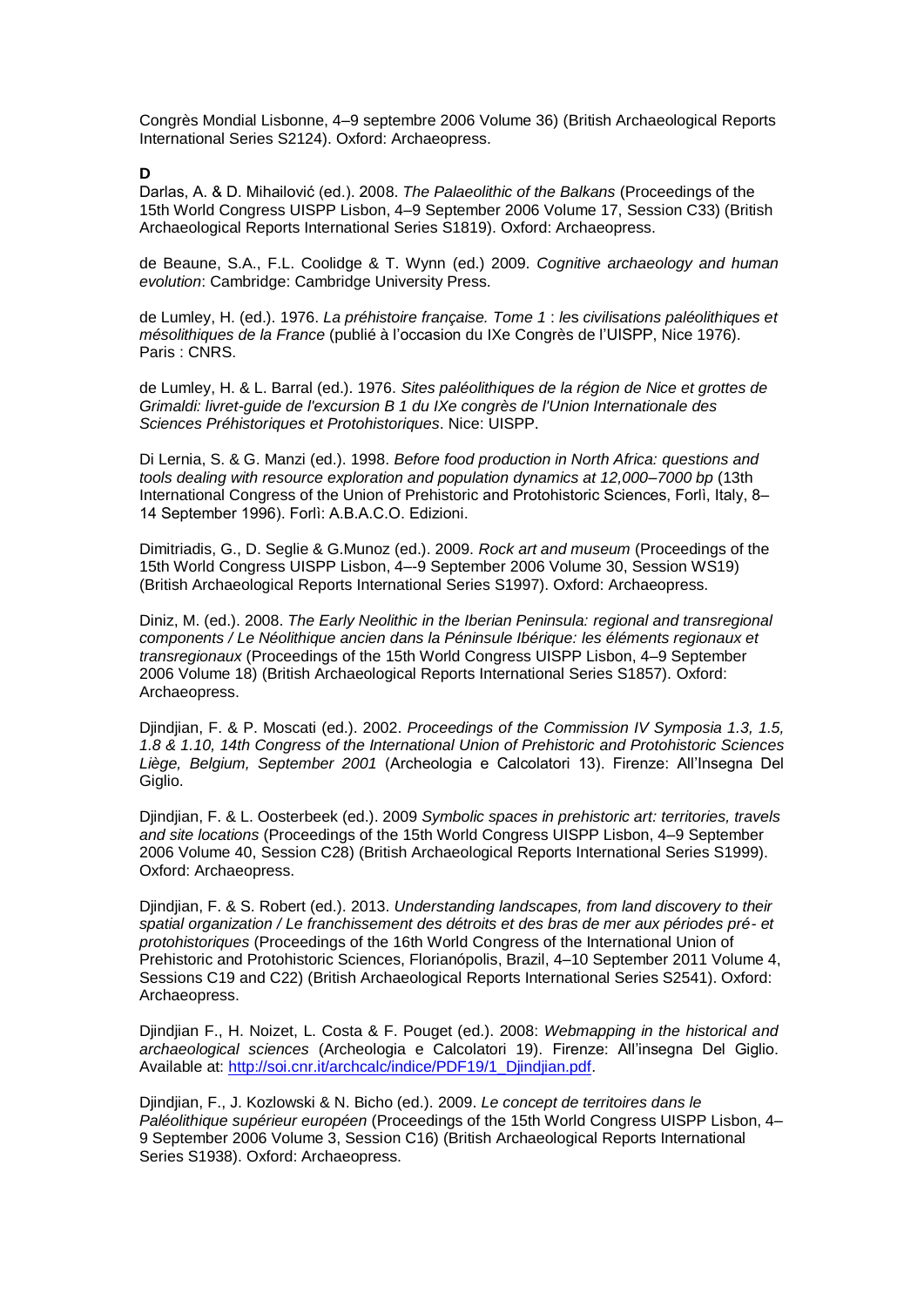Congrès Mondial Lisbonne, 4–9 septembre 2006 Volume 36) (British Archaeological Reports International Series S2124). Oxford: Archaeopress.

**D**

Darlas, A. & D. Mihailović (ed.). 2008. *The Palaeolithic of the Balkans* (Proceedings of the 15th World Congress UISPP Lisbon, 4–9 September 2006 Volume 17, Session C33) (British Archaeological Reports International Series S1819). Oxford: Archaeopress.

de Beaune, S.A., F.L. Coolidge & T. Wynn (ed.) 2009. *Cognitive archaeology and human evolution*: Cambridge: Cambridge University Press.

de Lumley, H. (ed.). 1976. *La préhistoire française. Tome 1 : les civilisations paléolithiques et mésolithiques de la France* (publié à l'occasion du IXe Congrès de l'UISPP, Nice 1976). Paris : CNRS.

de Lumley, H. & L. Barral (ed.). 1976. *Sites paléolithiques de la région de Nice et grottes de Grimaldi: livret-guide de l'excursion B 1 du IXe congrès de l'Union Internationale des Sciences Préhistoriques et Protohistoriques*. Nice: UISPP.

Di Lernia, S. & G. Manzi (ed.). 1998. *Before food production in North Africa: questions and tools dealing with resource exploration and population dynamics at 12,000–7000 bp* (13th International Congress of the Union of Prehistoric and Protohistoric Sciences, Forlì, Italy, 8–14 September 1996). Forlì: A.B.A.C.O. Edizioni.

Dimitriadis, G., D. Seglie & G.Munoz (ed.). 2009. *Rock art and museum* (Proceedings of the 15th World Congress UISPP Lisbon, 4–-9 September 2006 Volume 30, Session WS19) (British Archaeological Reports International Series S1997). Oxford: Archaeopress.

Diniz, M. (ed.). 2008. *The Early Neolithic in the Iberian Peninsula: regional and transregional components / Le Néolithique ancien dans la Péninsule Ibérique: les éléments regionaux et transregionaux* (Proceedings of the 15th World Congress UISPP Lisbon, 4–9 September 2006 Volume 18) (British Archaeological Reports International Series S1857). Oxford: Archaeopress.

Djindjian, F. & P. Moscati (ed.). 2002. *Proceedings of the Commission IV Symposia 1.3, 1.5, 1.8 & 1.10, 14th Congress of the International Union of Prehistoric and Protohistoric Sciences Liège, Belgium, September 2001* (Archeologia e Calcolatori 13). Firenze: All'Insegna Del Giglio.

Djindjian, F. & L. Oosterbeek (ed.). 2009 *Symbolic spaces in prehistoric art: territories, travels and site locations* (Proceedings of the 15th World Congress UISPP Lisbon, 4–9 September 2006 Volume 40, Session C28) (British Archaeological Reports International Series S1999). Oxford: Archaeopress.

Djindjian, F. & S. Robert (ed.). 2013. *Understanding landscapes, from land discovery to their spatial organization / Le franchissement des détroits et des bras de mer aux périodes pré- et protohistoriques* (Proceedings of the 16th World Congress of the International Union of Prehistoric and Protohistoric Sciences, Florianópolis, Brazil, 4–10 September 2011 Volume 4, Sessions C19 and C22) (British Archaeological Reports International Series S2541). Oxford: Archaeopress.

Djindjian F., H. Noizet, L. Costa & F. Pouget (ed.). 2008: *Webmapping in the historical and archaeological sciences* (Archeologia e Calcolatori 19). Firenze: All'insegna Del Giglio. Available at: [http://soi.cnr.it/archcalc/indice/PDF19/1_Djindjian.pdf](http://soi.cnr.it/archcalc/indice/PDF19/1_Djindjian.pdf).

Djindjian, F., J. Kozlowski & N. Bicho (ed.). 2009. *Le concept de territoires dans le Paléolithique supérieur européen* (Proceedings of the 15th World Congress UISPP Lisbon, 4–9 September 2006 Volume 3, Session C16) (British Archaeological Reports International Series S1938). Oxford: Archaeopress.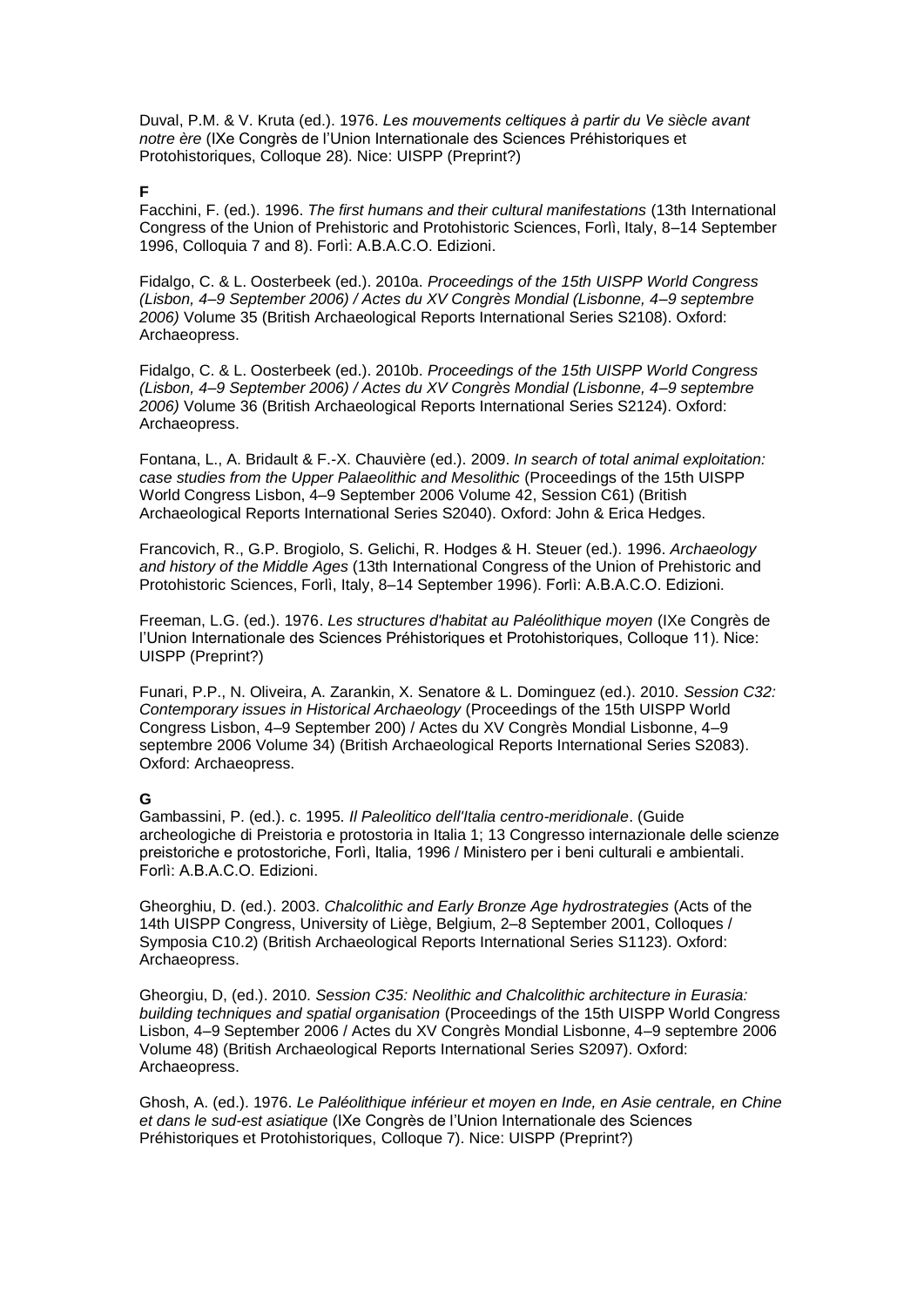Duval, P.M. & V. Kruta (ed.). 1976. *Les mouvements celtiques à partir du Ve siècle avant notre ère* (IXe Congrès de l'Union Internationale des Sciences Préhistoriques et Protohistoriques, Colloque 28). Nice: UISPP (Preprint?)

**F**

Facchini, F. (ed.). 1996. *The first humans and their cultural manifestations* (13th International Congress of the Union of Prehistoric and Protohistoric Sciences, Forlì, Italy, 8–14 September 1996, Colloquia 7 and 8). Forlì: A.B.A.C.O. Edizioni.

Fidalgo, C. & L. Oosterbeek (ed.). 2010a. *Proceedings of the 15th UISPP World Congress (Lisbon, 4–9 September 2006) / Actes du XV Congrès Mondial (Lisbonne, 4–9 septembre 2006)* Volume 35 (British Archaeological Reports International Series S2108). Oxford: Archaeopress.

Fidalgo, C. & L. Oosterbeek (ed.). 2010b. *Proceedings of the 15th UISPP World Congress (Lisbon, 4–9 September 2006) / Actes du XV Congrès Mondial (Lisbonne, 4–9 septembre 2006)* Volume 36 (British Archaeological Reports International Series S2124). Oxford: Archaeopress.

Fontana, L., A. Bridault & F.-X. Chauvière (ed.). 2009. *In search of total animal exploitation: case studies from the Upper Palaeolithic and Mesolithic* (Proceedings of the 15th UISPP World Congress Lisbon, 4–9 September 2006 Volume 42, Session C61) (British Archaeological Reports International Series S2040). Oxford: John & Erica Hedges.

Francovich, R., G.P. Brogiolo, S. Gelichi, R. Hodges & H. Steuer (ed.). 1996. *Archaeology and history of the Middle Ages* (13th International Congress of the Union of Prehistoric and Protohistoric Sciences, Forlì, Italy, 8–14 September 1996). Forlì: A.B.A.C.O. Edizioni.

Freeman, L.G. (ed.). 1976. *Les structures d'habitat au Paléolithique moyen* (IXe Congrès de l'Union Internationale des Sciences Préhistoriques et Protohistoriques, Colloque 11). Nice: UISPP (Preprint?)

Funari, P.P., N. Oliveira, A. Zarankin, X. Senatore & L. Dominguez (ed.). 2010. *Session C32: Contemporary issues in Historical Archaeology* (Proceedings of the 15th UISPP World Congress Lisbon, 4–9 September 200) / Actes du XV Congrès Mondial Lisbonne, 4–9 septembre 2006 Volume 34) (British Archaeological Reports International Series S2083). Oxford: Archaeopress.

**G**

Gambassini, P. (ed.). c. 1995. *Il Paleolitico dell'Italia centro-meridionale*. (Guide archeologiche di Preistoria e protostoria in Italia 1; 13 Congresso internazionale delle scienze preistoriche e protostoriche, Forlì, Italia, 1996 / Ministero per i beni culturali e ambientali. Forlì: A.B.A.C.O. Edizioni.

Gheorghiu, D. (ed.). 2003. *Chalcolithic and Early Bronze Age hydrostrategies* (Acts of the 14th UISPP Congress, University of Liège, Belgium, 2–8 September 2001, Colloques / Symposia C10.2) (British Archaeological Reports International Series S1123). Oxford: Archaeopress.

Gheorgiu, D, (ed.). 2010. *Session C35: Neolithic and Chalcolithic architecture in Eurasia: building techniques and spatial organisation* (Proceedings of the 15th UISPP World Congress Lisbon, 4–9 September 2006 / Actes du XV Congrès Mondial Lisbonne, 4–9 septembre 2006 Volume 48) (British Archaeological Reports International Series S2097). Oxford: Archaeopress.

Ghosh, A. (ed.). 1976. *Le Paléolithique inférieur et moyen en Inde, en Asie centrale, en Chine et dans le sud-est asiatique* (IXe Congrès de l'Union Internationale des Sciences Préhistoriques et Protohistoriques, Colloque 7). Nice: UISPP (Preprint?)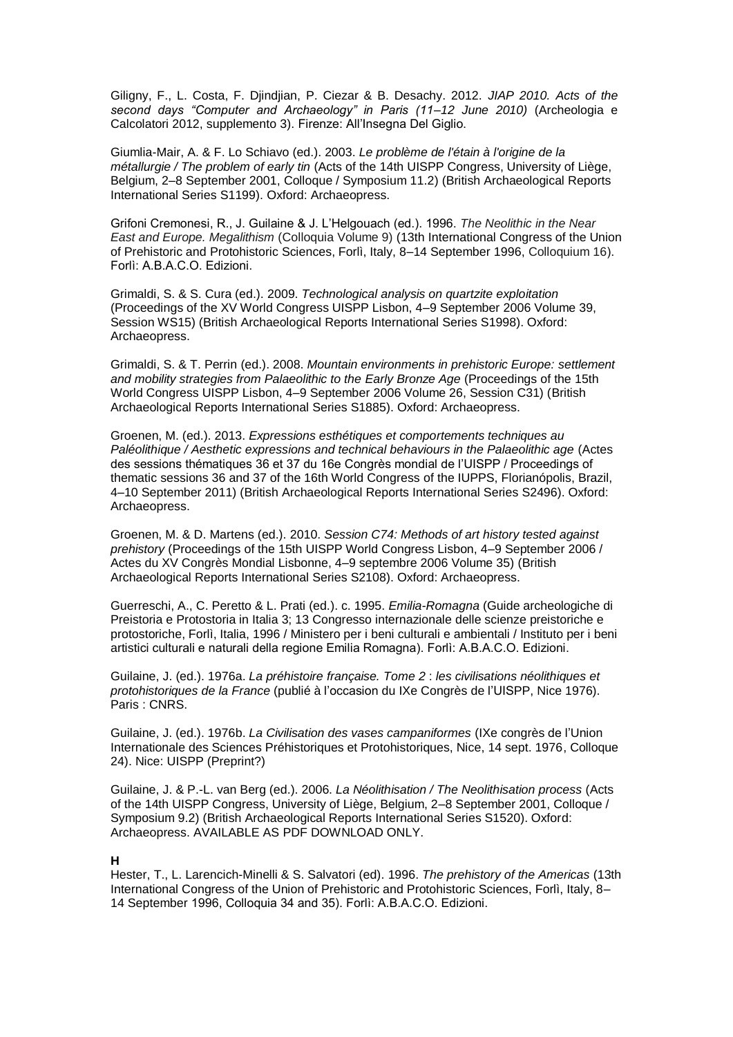Giligny, F., L. Costa, F. Djindjian, P. Ciezar & B. Desachy. 2012. *JIAP 2010. Acts of the second days "Computer and Archaeology" in Paris (11–12 June 2010)* (Archeologia e Calcolatori 2012, supplemento 3). Firenze: All'Insegna Del Giglio.

Giumlia-Mair, A. & F. Lo Schiavo (ed.). 2003. *Le problème de l'étain à l'origine de la métallurgie / The problem of early tin* (Acts of the 14th UISPP Congress, University of Liège, Belgium, 2–8 September 2001, Colloque / Symposium 11.2) (British Archaeological Reports International Series S1199). Oxford: Archaeopress.

Grifoni Cremonesi, R., J. Guilaine & J. L'Helgouach (ed.). 1996. *The Neolithic in the Near East and Europe. Megalithism* (Colloquia Volume 9) (13th International Congress of the Union of Prehistoric and Protohistoric Sciences, Forlì, Italy, 8–14 September 1996, Colloquium 16). Forlì: A.B.A.C.O. Edizioni.

Grimaldi, S. & S. Cura (ed.). 2009. *Technological analysis on quartzite exploitation* (Proceedings of the XV World Congress UISPP Lisbon, 4–9 September 2006 Volume 39, Session WS15) (British Archaeological Reports International Series S1998). Oxford: Archaeopress.

Grimaldi, S. & T. Perrin (ed.). 2008. *Mountain environments in prehistoric Europe: settlement and mobility strategies from Palaeolithic to the Early Bronze Age* (Proceedings of the 15th World Congress UISPP Lisbon, 4–9 September 2006 Volume 26, Session C31) (British Archaeological Reports International Series S1885). Oxford: Archaeopress.

Groenen, M. (ed.). 2013. *Expressions esthétiques et comportements techniques au Paléolithique / Aesthetic expressions and technical behaviours in the Palaeolithic age* (Actes des sessions thématiques 36 et 37 du 16e Congrès mondial de l'UISPP / Proceedings of thematic sessions 36 and 37 of the 16th World Congress of the IUPPS, Florianópolis, Brazil, 4–10 September 2011) (British Archaeological Reports International Series S2496). Oxford: Archaeopress.

Groenen, M. & D. Martens (ed.). 2010. *Session C74: Methods of art history tested against prehistory* (Proceedings of the 15th UISPP World Congress Lisbon, 4–9 September 2006 / Actes du XV Congrès Mondial Lisbonne, 4–9 septembre 2006 Volume 35) (British Archaeological Reports International Series S2108). Oxford: Archaeopress.

Guerreschi, A., C. Peretto & L. Prati (ed.). c. 1995. *Emilia-Romagna* (Guide archeologiche di Preistoria e Protostoria in Italia 3; 13 Congresso internazionale delle scienze preistoriche e protostoriche, Forlì, Italia, 1996 / Ministero per i beni culturali e ambientali / Instituto per i beni artistici culturali e naturali della regione Emilia Romagna). Forlì: A.B.A.C.O. Edizioni.

Guilaine, J. (ed.). 1976a. *La préhistoire française. Tome 2 : les civilisations néolithiques et protohistoriques de la France* (publié à l'occasion du IXe Congrès de l'UISPP, Nice 1976). Paris : CNRS.

Guilaine, J. (ed.). 1976b. *La Civilisation des vases campaniformes* (IXe congrès de l'Union Internationale des Sciences Préhistoriques et Protohistoriques, Nice, 14 sept. 1976, Colloque 24). Nice: UISPP (Preprint?)

Guilaine, J. & P.-L. van Berg (ed.). 2006. *La Néolithisation / The Neolithisation process* (Acts of the 14th UISPP Congress, University of Liège, Belgium, 2–8 September 2001, Colloque / Symposium 9.2) (British Archaeological Reports International Series S1520). Oxford: Archaeopress. AVAILABLE AS PDF DOWNLOAD ONLY.

**H**

Hester, T., L. Larencich-Minelli & S. Salvatori (ed). 1996. *The prehistory of the Americas* (13th International Congress of the Union of Prehistoric and Protohistoric Sciences, Forlì, Italy, 8–14 September 1996, Colloquia 34 and 35). Forlì: A.B.A.C.O. Edizioni.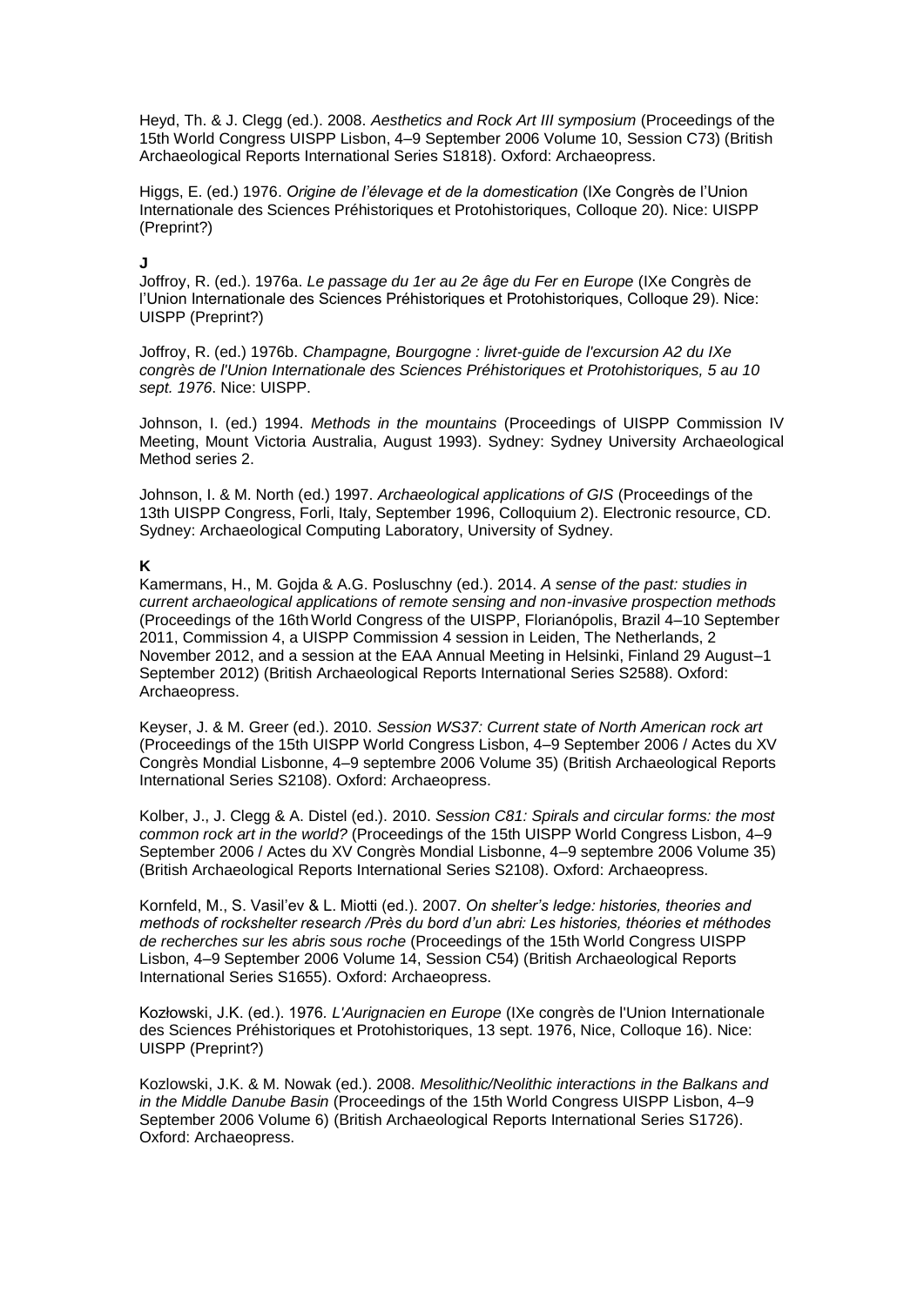Heyd, Th. & J. Clegg (ed.). 2008. *Aesthetics and Rock Art III symposium* (Proceedings of the 15th World Congress UISPP Lisbon, 4–9 September 2006 Volume 10, Session C73) (British Archaeological Reports International Series S1818). Oxford: Archaeopress.

Higgs, E. (ed.) 1976. *Origine de l'élevage et de la domestication* (IXe Congrès de l'Union Internationale des Sciences Préhistoriques et Protohistoriques, Colloque 20). Nice: UISPP (Preprint?)

**J**

Joffroy, R. (ed.). 1976a. *Le passage du 1er au 2e âge du Fer en Europe* (IXe Congrès de l'Union Internationale des Sciences Préhistoriques et Protohistoriques, Colloque 29). Nice: UISPP (Preprint?)

Joffroy, R. (ed.) 1976b. *Champagne, Bourgogne : livret-guide de l'excursion A2 du IXe congrès de l'Union Internationale des Sciences Préhistoriques et Protohistoriques, 5 au 10 sept. 1976*. Nice: UISPP.

Johnson, I. (ed.) 1994. *Methods in the mountains* (Proceedings of UISPP Commission IV Meeting, Mount Victoria Australia, August 1993). Sydney: Sydney University Archaeological Method series 2.

Johnson, I. & M. North (ed.) 1997. *Archaeological applications of GIS* (Proceedings of the 13th UISPP Congress, Forli, Italy, September 1996, Colloquium 2). Electronic resource, CD. Sydney: Archaeological Computing Laboratory, University of Sydney.

**K**

Kamermans, H., M. Gojda & A.G. Posluschny (ed.). 2014. *A sense of the past: studies in current archaeological applications of remote sensing and non-invasive prospection methods* (Proceedings of the 16th World Congress of the UISPP, Florianópolis, Brazil 4–10 September 2011, Commission 4, a UISPP Commission 4 session in Leiden, The Netherlands, 2 November 2012, and a session at the EAA Annual Meeting in Helsinki, Finland 29 August–1 September 2012) (British Archaeological Reports International Series S2588). Oxford: Archaeopress.

Keyser, J. & M. Greer (ed.). 2010. *Session WS37: Current state of North American rock art* (Proceedings of the 15th UISPP World Congress Lisbon, 4–9 September 2006 / Actes du XV Congrès Mondial Lisbonne, 4–9 septembre 2006 Volume 35) (British Archaeological Reports International Series S2108). Oxford: Archaeopress.

Kolber, J., J. Clegg & A. Distel (ed.). 2010. *Session C81: Spirals and circular forms: the most common rock art in the world?* (Proceedings of the 15th UISPP World Congress Lisbon, 4–9 September 2006 / Actes du XV Congrès Mondial Lisbonne, 4–9 septembre 2006 Volume 35) (British Archaeological Reports International Series S2108). Oxford: Archaeopress.

Kornfeld, M., S. Vasil'ev & L. Miotti (ed.). 2007. *On shelter's ledge: histories, theories and methods of rockshelter research /Près du bord d'un abri: Les histories, théories et méthodes de recherches sur les abris sous roche* (Proceedings of the 15th World Congress UISPP Lisbon, 4–9 September 2006 Volume 14, Session C54) (British Archaeological Reports International Series S1655). Oxford: Archaeopress.

Kozłowski, J.K. (ed.). 1976. *L'Aurignacien en Europe* (IXe congrès de l'Union Internationale des Sciences Préhistoriques et Protohistoriques, 13 sept. 1976, Nice, Colloque 16). Nice: UISPP (Preprint?)

Kozlowski, J.K. & M. Nowak (ed.). 2008. *Mesolithic/Neolithic interactions in the Balkans and in the Middle Danube Basin* (Proceedings of the 15th World Congress UISPP Lisbon, 4–9 September 2006 Volume 6) (British Archaeological Reports International Series S1726). Oxford: Archaeopress.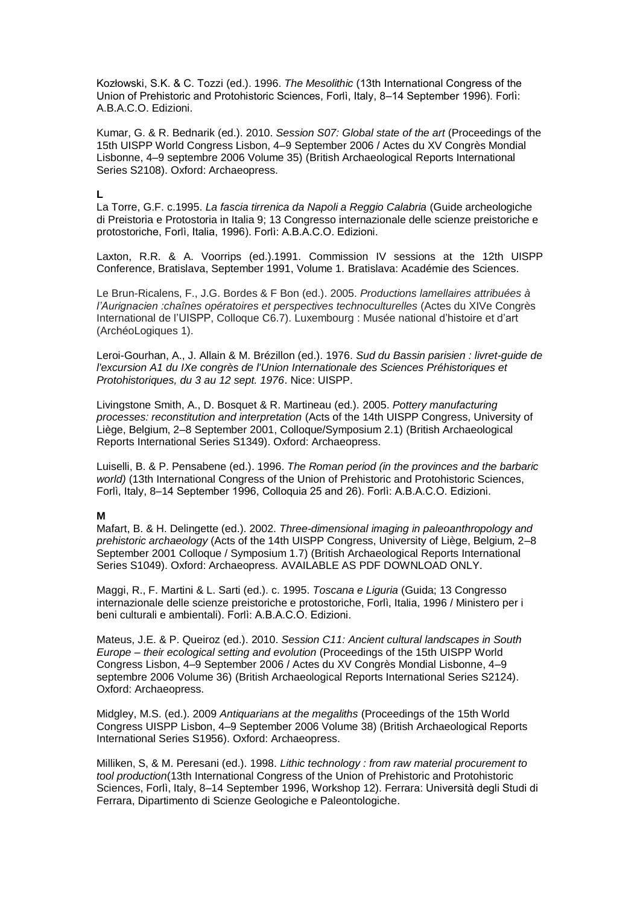Kozłowski, S.K. & C. Tozzi (ed.). 1996. *The Mesolithic* (13th International Congress of the Union of Prehistoric and Protohistoric Sciences, Forlì, Italy, 8–14 September 1996). Forlì: A.B.A.C.O. Edizioni.

Kumar, G. & R. Bednarik (ed.). 2010. *Session S07: Global state of the art* (Proceedings of the 15th UISPP World Congress Lisbon, 4–9 September 2006 / Actes du XV Congrès Mondial Lisbonne, 4–9 septembre 2006 Volume 35) (British Archaeological Reports International Series S2108). Oxford: Archaeopress.

**L**

La Torre, G.F. c.1995. *La fascia tirrenica da Napoli a Reggio Calabria* (Guide archeologiche di Preistoria e Protostoria in Italia 9; 13 Congresso internazionale delle scienze preistoriche e protostoriche, Forlì, Italia, 1996). Forlì: A.B.A.C.O. Edizioni.

Laxton, R.R. & A. Voorrips (ed.).1991. Commission IV sessions at the 12th UISPP Conference, Bratislava, September 1991, Volume 1. Bratislava: Académie des Sciences.

Le Brun-Ricalens, F., J.G. Bordes & F Bon (ed.). 2005. *Productions lamellaires attribuées à l'Aurignacien :chaînes opératoires et perspectives technoculturelles* (Actes du XIVe Congrès International de l'UISPP, Colloque C6.7). Luxembourg : Musée national d'histoire et d'art (ArchéoLogiques 1).

Leroi-Gourhan, A., J. Allain & M. Brézillon (ed.). 1976. *Sud du Bassin parisien : livret-guide de l'excursion A1 du IXe congrès de l'Union Internationale des Sciences Préhistoriques et Protohistoriques, du 3 au 12 sept. 1976*. Nice: UISPP.

Livingstone Smith, A., D. Bosquet & R. Martineau (ed.). 2005. *Pottery manufacturing processes: reconstitution and interpretation* (Acts of the 14th UISPP Congress, University of Liège, Belgium, 2–8 September 2001, Colloque/Symposium 2.1) (British Archaeological Reports International Series S1349). Oxford: Archaeopress.

Luiselli, B. & P. Pensabene (ed.). 1996. *The Roman period (in the provinces and the barbaric world)* (13th International Congress of the Union of Prehistoric and Protohistoric Sciences, Forlì, Italy, 8–14 September 1996, Colloquia 25 and 26). Forlì: A.B.A.C.O. Edizioni.

**M**

Mafart, B. & H. Delingette (ed.). 2002. *Three-dimensional imaging in paleoanthropology and prehistoric archaeology* (Acts of the 14th UISPP Congress, University of Liège, Belgium, 2–8 September 2001 Colloque / Symposium 1.7) (British Archaeological Reports International Series S1049). Oxford: Archaeopress. AVAILABLE AS PDF DOWNLOAD ONLY.

Maggi, R., F. Martini & L. Sarti (ed.). c. 1995. *Toscana e Liguria* (Guida; 13 Congresso internazionale delle scienze preistoriche e protostoriche, Forlì, Italia, 1996 / Ministero per i beni culturali e ambientali). Forlì: A.B.A.C.O. Edizioni.

Mateus, J.E. & P. Queiroz (ed.). 2010. *Session C11: Ancient cultural landscapes in South Europe – their ecological setting and evolution* (Proceedings of the 15th UISPP World Congress Lisbon, 4–9 September 2006 / Actes du XV Congrès Mondial Lisbonne, 4–9 septembre 2006 Volume 36) (British Archaeological Reports International Series S2124). Oxford: Archaeopress.

Midgley, M.S. (ed.). 2009 *Antiquarians at the megaliths* (Proceedings of the 15th World Congress UISPP Lisbon, 4–9 September 2006 Volume 38) (British Archaeological Reports International Series S1956). Oxford: Archaeopress.

Milliken, S, & M. Peresani (ed.). 1998. *Lithic technology : from raw material procurement to tool production*(13th International Congress of the Union of Prehistoric and Protohistoric Sciences, Forlì, Italy, 8–14 September 1996, Workshop 12). Ferrara: Università degli Studi di Ferrara, Dipartimento di Scienze Geologiche e Paleontologiche.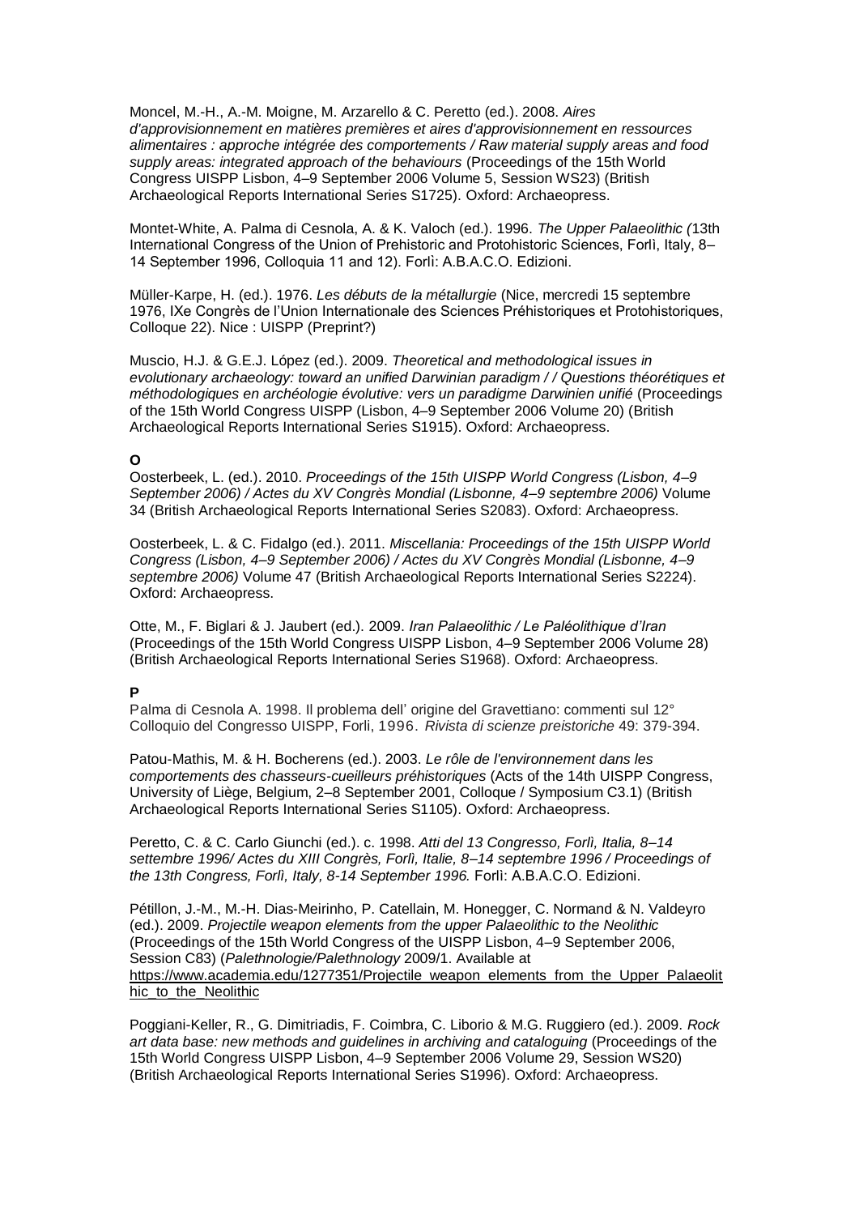Moncel, M.-H., A.-M. Moigne, M. Arzarello & C. Peretto (ed.). 2008. *Aires d'approvisionnement en matières premières et aires d'approvisionnement en ressources alimentaires : approche intégrée des comportements / Raw material supply areas and food supply areas: integrated approach of the behaviours* (Proceedings of the 15th World Congress UISPP Lisbon, 4–9 September 2006 Volume 5, Session WS23) (British Archaeological Reports International Series S1725). Oxford: Archaeopress.

Montet-White, A. Palma di Cesnola, A. & K. Valoch (ed.). 1996. *The Upper Palaeolithic (*13th International Congress of the Union of Prehistoric and Protohistoric Sciences, Forlì, Italy, 8–14 September 1996, Colloquia 11 and 12). Forlì: A.B.A.C.O. Edizioni.

Müller-Karpe, H. (ed.). 1976. *Les débuts de la métallurgie* (Nice, mercredi 15 septembre 1976, IXe Congrès de l'Union Internationale des Sciences Préhistoriques et Protohistoriques, Colloque 22). Nice : UISPP (Preprint?)

Muscio, H.J. & G.E.J. López (ed.). 2009. *Theoretical and methodological issues in evolutionary archaeology: toward an unified Darwinian paradigm / / Questions théorétiques et méthodologiques en archéologie évolutive: vers un paradigme Darwinien unifié* (Proceedings of the 15th World Congress UISPP (Lisbon, 4–9 September 2006 Volume 20) (British Archaeological Reports International Series S1915). Oxford: Archaeopress.

**O**

Oosterbeek, L. (ed.). 2010. *Proceedings of the 15th UISPP World Congress (Lisbon, 4–9 September 2006) / Actes du XV Congrès Mondial (Lisbonne, 4–9 septembre 2006)* Volume 34 (British Archaeological Reports International Series S2083). Oxford: Archaeopress.

Oosterbeek, L. & C. Fidalgo (ed.). 2011. *Miscellania: Proceedings of the 15th UISPP World Congress (Lisbon, 4–9 September 2006) / Actes du XV Congrès Mondial (Lisbonne, 4–9 septembre 2006)* Volume 47 (British Archaeological Reports International Series S2224). Oxford: Archaeopress.

Otte, M., F. Biglari & J. Jaubert (ed.). 2009. *Iran Palaeolithic / Le Paléolithique d'Iran* (Proceedings of the 15th World Congress UISPP Lisbon, 4–9 September 2006 Volume 28) (British Archaeological Reports International Series S1968). Oxford: Archaeopress.

**P**

Palma di Cesnola A. 1998. Il problema dell' origine del Gravettiano: commenti sul 12° Colloquio del Congresso UISPP, Forli, 1996. *Rivista di scienze preistoriche* 49: 379-394.

Patou-Mathis, M. & H. Bocherens (ed.). 2003. *Le rôle de l'environnement dans les comportements des chasseurs-cueilleurs préhistoriques* (Acts of the 14th UISPP Congress, University of Liège, Belgium, 2–8 September 2001, Colloque / Symposium C3.1) (British Archaeological Reports International Series S1105). Oxford: Archaeopress.

Peretto, C. & C. Carlo Giunchi (ed.). c. 1998. *Atti del 13 Congresso, Forlì, Italia, 8–14 settembre 1996/ Actes du XIII Congrès, Forlì, Italie, 8–14 septembre 1996 / Proceedings of the 13th Congress, Forlì, Italy, 8-14 September 1996.* Forlì: A.B.A.C.O. Edizioni.

Pétillon, J.-M., M.-H. Dias-Meirinho, P. Catellain, M. Honegger, C. Normand & N. Valdeyro (ed.). 2009. *Projectile weapon elements from the upper Palaeolithic to the Neolithic* (Proceedings of the 15th World Congress of the UISPP Lisbon, 4–9 September 2006, Session C83) (*Palethnologie/Palethnology* 2009/1. Available at https://www.academia.edu/1277351/Projectile_weapon_elements_from_the_Upper_Palaeolithic_to_the_Neolithic

Poggiani-Keller, R., G. Dimitriadis, F. Coimbra, C. Liborio & M.G. Ruggiero (ed.). 2009. *Rock art data base: new methods and guidelines in archiving and cataloguing* (Proceedings of the 15th World Congress UISPP Lisbon, 4–9 September 2006 Volume 29, Session WS20) (British Archaeological Reports International Series S1996). Oxford: Archaeopress.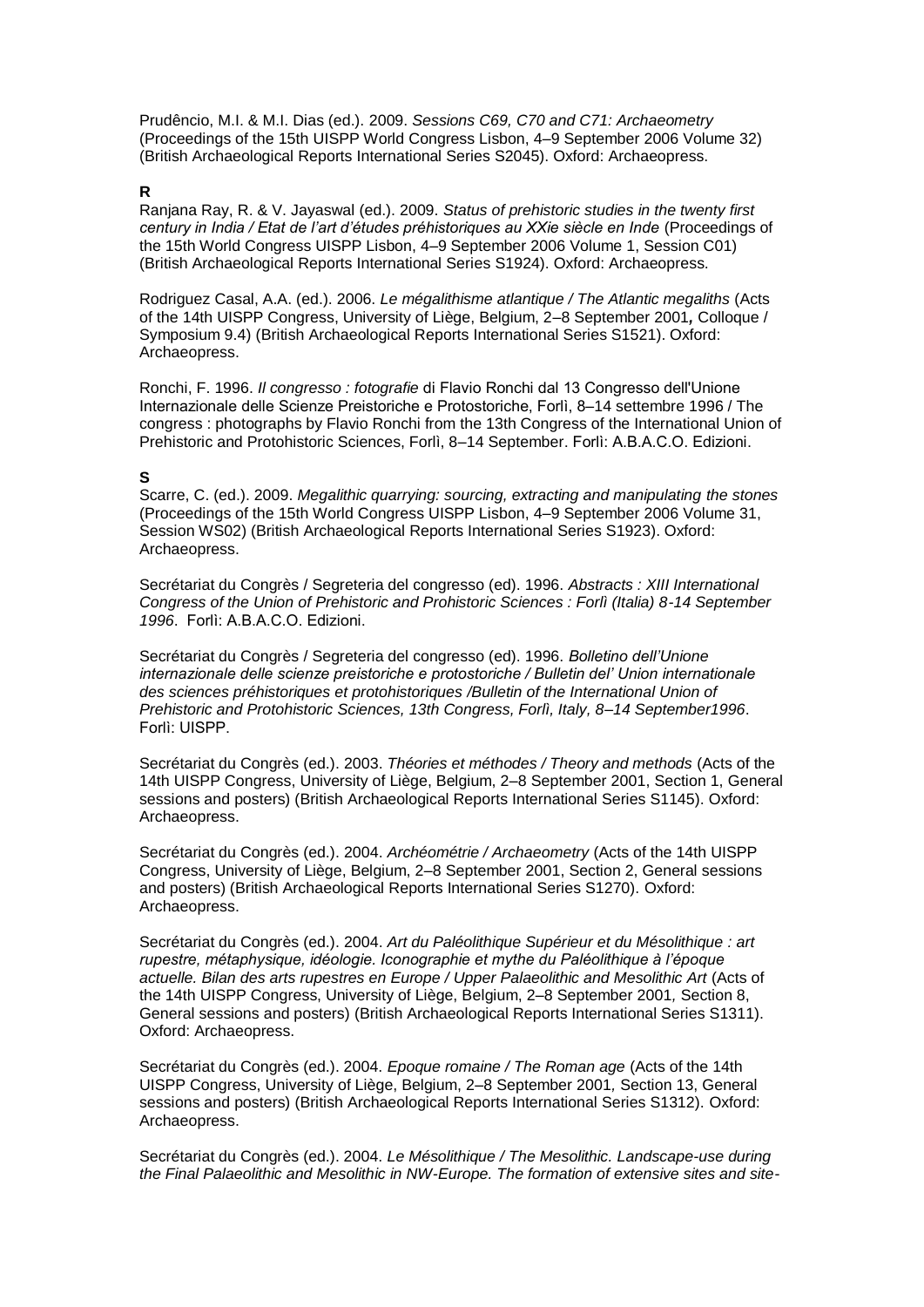Prudêncio, M.I. & M.I. Dias (ed.). 2009. *Sessions C69, C70 and C71: Archaeometry* (Proceedings of the 15th UISPP World Congress Lisbon, 4–9 September 2006 Volume 32) (British Archaeological Reports International Series S2045). Oxford: Archaeopress.

**R**

Ranjana Ray, R. & V. Jayaswal (ed.). 2009. *Status of prehistoric studies in the twenty first century in India / Etat de l'art d'études préhistoriques au XXie siècle en Inde* (Proceedings of the 15th World Congress UISPP Lisbon, 4–9 September 2006 Volume 1, Session C01) (British Archaeological Reports International Series S1924). Oxford: Archaeopress.

Rodriguez Casal, A.A. (ed.). 2006. *Le mégalithisme atlantique / The Atlantic megaliths* (Acts of the 14th UISPP Congress, University of Liège, Belgium, 2–8 September 2001**,** Colloque / Symposium 9.4) (British Archaeological Reports International Series S1521). Oxford: Archaeopress.

Ronchi, F. 1996. *Il congresso : fotografie* di Flavio Ronchi dal 13 Congresso dell'Unione Internazionale delle Scienze Preistoriche e Protostoriche, Forlì, 8–14 settembre 1996 / The congress : photographs by Flavio Ronchi from the 13th Congress of the International Union of Prehistoric and Protohistoric Sciences, Forlì, 8–14 September. Forlì: A.B.A.C.O. Edizioni.

**S**

Scarre, C. (ed.). 2009. *Megalithic quarrying: sourcing, extracting and manipulating the stones* (Proceedings of the 15th World Congress UISPP Lisbon, 4–9 September 2006 Volume 31, Session WS02) (British Archaeological Reports International Series S1923). Oxford: Archaeopress.

Secrétariat du Congrès / Segreteria del congresso (ed). 1996. *Abstracts : XIII International Congress of the Union of Prehistoric and Prohistoric Sciences : Forlì (Italia) 8-14 September 1996*. Forlì: A.B.A.C.O. Edizioni.

Secrétariat du Congrès / Segreteria del congresso (ed). 1996. *Bolletino dell'Unione internazionale delle scienze preistoriche e protostoriche / Bulletin del' Union internationale des sciences préhistoriques et protohistoriques /Bulletin of the International Union of Prehistoric and Protohistoric Sciences, 13th Congress, Forlì, Italy, 8–14 September1996*. Forlì: UISPP.

Secrétariat du Congrès (ed.). 2003. *Théories et méthodes / Theory and methods* (Acts of the 14th UISPP Congress, University of Liège, Belgium, 2–8 September 2001, Section 1, General sessions and posters) (British Archaeological Reports International Series S1145). Oxford: Archaeopress.

Secrétariat du Congrès (ed.). 2004. *Archéométrie / Archaeometry* (Acts of the 14th UISPP Congress, University of Liège, Belgium, 2–8 September 2001, Section 2, General sessions and posters) (British Archaeological Reports International Series S1270). Oxford: Archaeopress.

Secrétariat du Congrès (ed.). 2004. *Art du Paléolithique Supérieur et du Mésolithique : art rupestre, métaphysique, idéologie. Iconographie et mythe du Paléolithique à l'époque actuelle. Bilan des arts rupestres en Europe / Upper Palaeolithic and Mesolithic Art* (Acts of the 14th UISPP Congress, University of Liège, Belgium, 2–8 September 2001, Section 8, General sessions and posters) (British Archaeological Reports International Series S1311). Oxford: Archaeopress.

Secrétariat du Congrès (ed.). 2004. *Epoque romaine / The Roman age* (Acts of the 14th UISPP Congress, University of Liège, Belgium, 2–8 September 2001, Section 13, General sessions and posters) (British Archaeological Reports International Series S1312). Oxford: Archaeopress.

Secrétariat du Congrès (ed.). 2004. *Le Mésolithique / The Mesolithic. Landscape-use during the Final Palaeolithic and Mesolithic in NW-Europe. The formation of extensive sites and site-*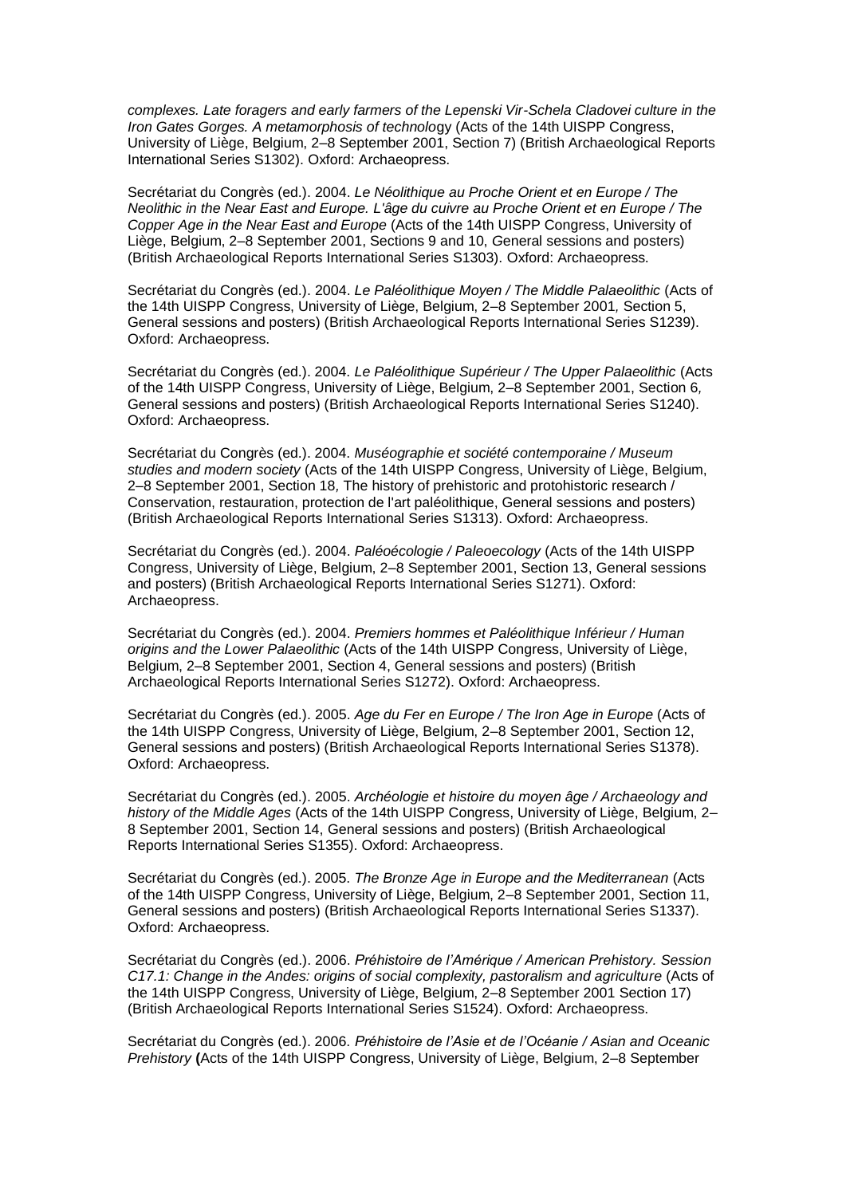*complexes. Late foragers and early farmers of the Lepenski Vir-Schela Cladovei culture in the Iron Gates Gorges. A metamorphosis of technolo*gy (Acts of the 14th UISPP Congress, University of Liège, Belgium, 2–8 September 2001, Section 7) (British Archaeological Reports International Series S1302). Oxford: Archaeopress.

Secrétariat du Congrès (ed.). 2004. *Le Néolithique au Proche Orient et en Europe / The Neolithic in the Near East and Europe. L'âge du cuivre au Proche Orient et en Europe / The Copper Age in the Near East and Europe* (Acts of the 14th UISPP Congress, University of Liège, Belgium, 2–8 September 2001, Sections 9 and 10, General sessions and posters) (British Archaeological Reports International Series S1303). Oxford: Archaeopress.

Secrétariat du Congrès (ed.). 2004. *Le Paléolithique Moyen / The Middle Palaeolithic* (Acts of the 14th UISPP Congress, University of Liège, Belgium, 2–8 September 2001, Section 5, General sessions and posters) (British Archaeological Reports International Series S1239). Oxford: Archaeopress.

Secrétariat du Congrès (ed.). 2004. *Le Paléolithique Supérieur / The Upper Palaeolithic* (Acts of the 14th UISPP Congress, University of Liège, Belgium, 2–8 September 2001, Section 6, General sessions and posters) (British Archaeological Reports International Series S1240). Oxford: Archaeopress.

Secrétariat du Congrès (ed.). 2004. *Muséographie et société contemporaine / Museum studies and modern society* (Acts of the 14th UISPP Congress, University of Liège, Belgium, 2–8 September 2001, Section 18, The history of prehistoric and protohistoric research / Conservation, restauration, protection de l'art paléolithique, General sessions and posters) (British Archaeological Reports International Series S1313). Oxford: Archaeopress.

Secrétariat du Congrès (ed.). 2004. *Paléoécologie / Paleoecology* (Acts of the 14th UISPP Congress, University of Liège, Belgium, 2–8 September 2001, Section 13, General sessions and posters) (British Archaeological Reports International Series S1271). Oxford: Archaeopress.

Secrétariat du Congrès (ed.). 2004. *Premiers hommes et Paléolithique Inférieur / Human origins and the Lower Palaeolithic* (Acts of the 14th UISPP Congress, University of Liège, Belgium, 2–8 September 2001, Section 4, General sessions and posters) (British Archaeological Reports International Series S1272). Oxford: Archaeopress.

Secrétariat du Congrès (ed.). 2005. *Age du Fer en Europe / The Iron Age in Europe* (Acts of the 14th UISPP Congress, University of Liège, Belgium, 2–8 September 2001, Section 12, General sessions and posters) (British Archaeological Reports International Series S1378). Oxford: Archaeopress.

Secrétariat du Congrès (ed.). 2005. *Archéologie et histoire du moyen âge / Archaeology and history of the Middle Ages* (Acts of the 14th UISPP Congress, University of Liège, Belgium, 2–8 September 2001, Section 14, General sessions and posters) (British Archaeological Reports International Series S1355). Oxford: Archaeopress.

Secrétariat du Congrès (ed.). 2005. *The Bronze Age in Europe and the Mediterranean* (Acts of the 14th UISPP Congress, University of Liège, Belgium, 2–8 September 2001, Section 11, General sessions and posters) (British Archaeological Reports International Series S1337). Oxford: Archaeopress.

Secrétariat du Congrès (ed.). 2006. *Préhistoire de l'Amérique / American Prehistory. Session C17.1: Change in the Andes: origins of social complexity, pastoralism and agriculture* (Acts of the 14th UISPP Congress, University of Liège, Belgium, 2–8 September 2001 Section 17) (British Archaeological Reports International Series S1524). Oxford: Archaeopress.

Secrétariat du Congrès (ed.). 2006. *Préhistoire de l'Asie et de l'Océanie / Asian and Oceanic Prehistory* **(**Acts of the 14th UISPP Congress, University of Liège, Belgium, 2–8 September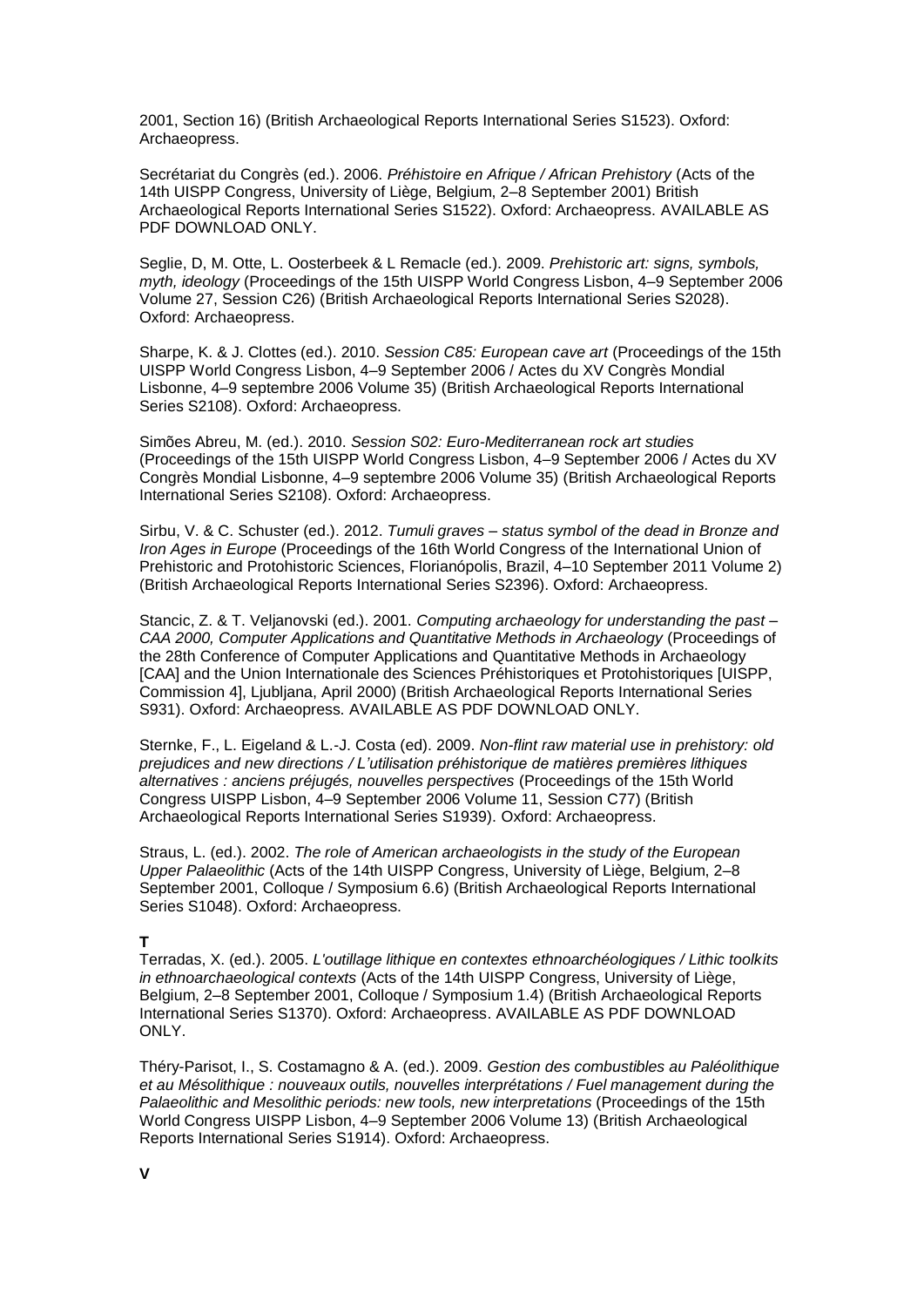2001, Section 16) (British Archaeological Reports International Series S1523). Oxford: Archaeopress.

Secrétariat du Congrès (ed.). 2006. *Préhistoire en Afrique / African Prehistory* (Acts of the 14th UISPP Congress, University of Liège, Belgium, 2–8 September 2001) British Archaeological Reports International Series S1522). Oxford: Archaeopress. AVAILABLE AS PDF DOWNLOAD ONLY.

Seglie, D, M. Otte, L. Oosterbeek & L Remacle (ed.). 2009. *Prehistoric art: signs, symbols, myth, ideology* (Proceedings of the 15th UISPP World Congress Lisbon, 4–9 September 2006 Volume 27, Session C26) (British Archaeological Reports International Series S2028). Oxford: Archaeopress.

Sharpe, K. & J. Clottes (ed.). 2010. *Session C85: European cave art* (Proceedings of the 15th UISPP World Congress Lisbon, 4–9 September 2006 / Actes du XV Congrès Mondial Lisbonne, 4–9 septembre 2006 Volume 35) (British Archaeological Reports International Series S2108). Oxford: Archaeopress.

Simões Abreu, M. (ed.). 2010. *Session S02: Euro-Mediterranean rock art studies* (Proceedings of the 15th UISPP World Congress Lisbon, 4–9 September 2006 / Actes du XV Congrès Mondial Lisbonne, 4–9 septembre 2006 Volume 35) (British Archaeological Reports International Series S2108). Oxford: Archaeopress.

Sirbu, V. & C. Schuster (ed.). 2012. *Tumuli graves – status symbol of the dead in Bronze and Iron Ages in Europe* (Proceedings of the 16th World Congress of the International Union of Prehistoric and Protohistoric Sciences, Florianópolis, Brazil, 4–10 September 2011 Volume 2) (British Archaeological Reports International Series S2396). Oxford: Archaeopress.

Stancic, Z. & T. Veljanovski (ed.). 2001. *Computing archaeology for understanding the past – CAA 2000, Computer Applications and Quantitative Methods in Archaeology* (Proceedings of the 28th Conference of Computer Applications and Quantitative Methods in Archaeology [CAA] and the Union Internationale des Sciences Préhistoriques et Protohistoriques [UISPP, Commission 4], Ljubljana, April 2000) (British Archaeological Reports International Series S931). Oxford: Archaeopress. AVAILABLE AS PDF DOWNLOAD ONLY.

Sternke, F., L. Eigeland & L.-J. Costa (ed). 2009. *Non-flint raw material use in prehistory: old prejudices and new directions / L'utilisation préhistorique de matières premières lithiques alternatives : anciens préjugés, nouvelles perspectives* (Proceedings of the 15th World Congress UISPP Lisbon, 4–9 September 2006 Volume 11, Session C77) (British Archaeological Reports International Series S1939). Oxford: Archaeopress.

Straus, L. (ed.). 2002. *The role of American archaeologists in the study of the European Upper Palaeolithic* (Acts of the 14th UISPP Congress, University of Liège, Belgium, 2–8 September 2001, Colloque / Symposium 6.6) (British Archaeological Reports International Series S1048). Oxford: Archaeopress.

**T**

Terradas, X. (ed.). 2005. *L'outillage lithique en contextes ethnoarchéologiques / Lithic toolkits in ethnoarchaeological contexts* (Acts of the 14th UISPP Congress, University of Liège, Belgium, 2–8 September 2001, Colloque / Symposium 1.4) (British Archaeological Reports International Series S1370). Oxford: Archaeopress. AVAILABLE AS PDF DOWNLOAD ONLY.

Théry-Parisot, I., S. Costamagno & A. (ed.). 2009. *Gestion des combustibles au Paléolithique et au Mésolithique : nouveaux outils, nouvelles interprétations / Fuel management during the Palaeolithic and Mesolithic periods: new tools, new interpretations* (Proceedings of the 15th World Congress UISPP Lisbon, 4–9 September 2006 Volume 13) (British Archaeological Reports International Series S1914). Oxford: Archaeopress.

**V**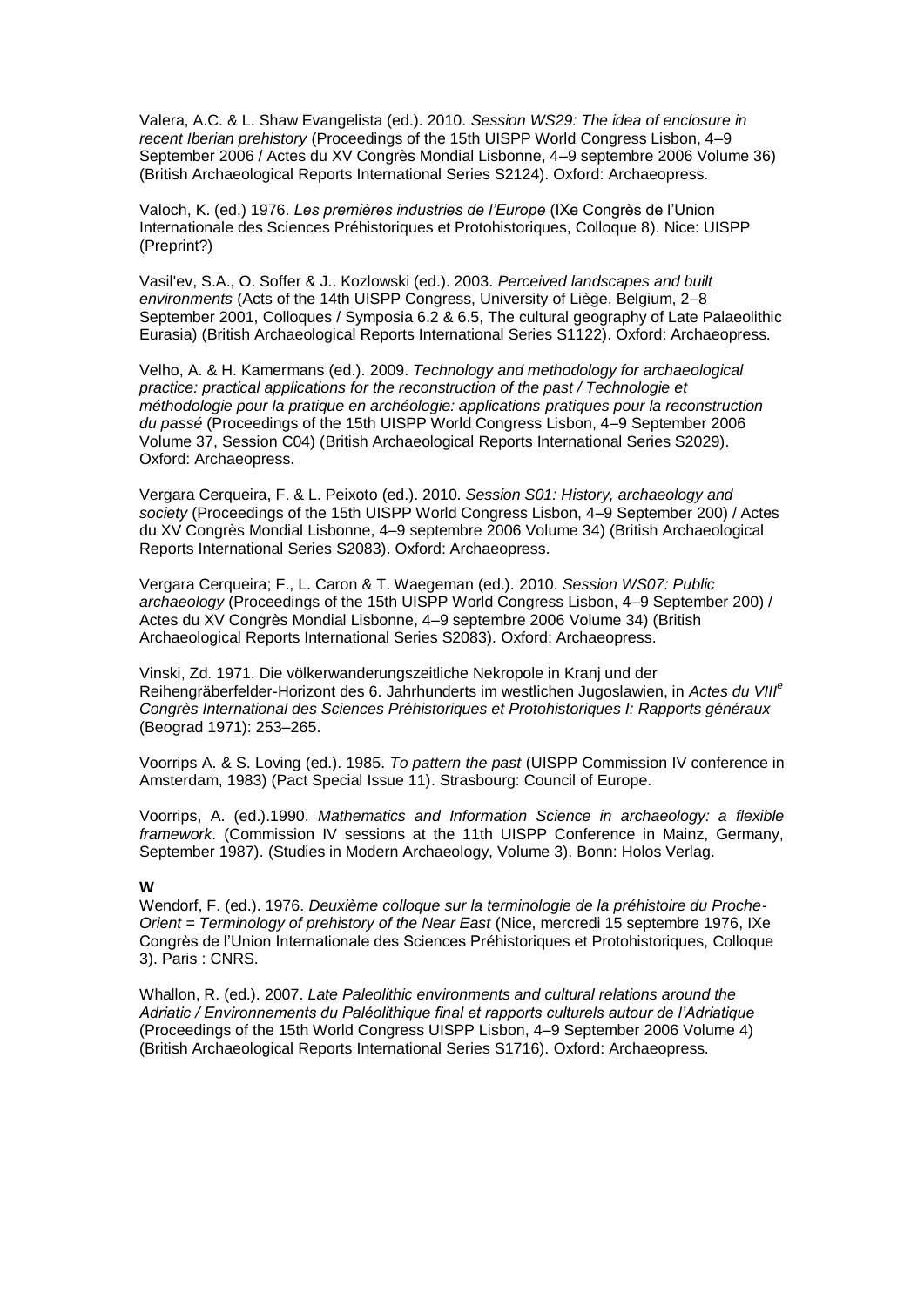Valera, A.C. & L. Shaw Evangelista (ed.). 2010. *Session WS29: The idea of enclosure in recent Iberian prehistory* (Proceedings of the 15th UISPP World Congress Lisbon, 4–9 September 2006 / Actes du XV Congrès Mondial Lisbonne, 4–9 septembre 2006 Volume 36) (British Archaeological Reports International Series S2124). Oxford: Archaeopress.

Valoch, K. (ed.) 1976. *Les premières industries de l'Europe* (IXe Congrès de l'Union Internationale des Sciences Préhistoriques et Protohistoriques, Colloque 8). Nice: UISPP (Preprint?)

Vasil'ev, S.A., O. Soffer & J.. Kozlowski (ed.). 2003. *Perceived landscapes and built environments* (Acts of the 14th UISPP Congress, University of Liège, Belgium, 2–8 September 2001, Colloques / Symposia 6.2 & 6.5, The cultural geography of Late Palaeolithic Eurasia) (British Archaeological Reports International Series S1122). Oxford: Archaeopress.

Velho, A. & H. Kamermans (ed.). 2009. *Technology and methodology for archaeological practice: practical applications for the reconstruction of the past / Technologie et méthodologie pour la pratique en archéologie: applications pratiques pour la reconstruction du passé* (Proceedings of the 15th UISPP World Congress Lisbon, 4–9 September 2006 Volume 37, Session C04) (British Archaeological Reports International Series S2029). Oxford: Archaeopress.

Vergara Cerqueira, F. & L. Peixoto (ed.). 2010. *Session S01: History, archaeology and society* (Proceedings of the 15th UISPP World Congress Lisbon, 4–9 September 200) / Actes du XV Congrès Mondial Lisbonne, 4–9 septembre 2006 Volume 34) (British Archaeological Reports International Series S2083). Oxford: Archaeopress.

Vergara Cerqueira; F., L. Caron & T. Waegeman (ed.). 2010. *Session WS07: Public archaeology* (Proceedings of the 15th UISPP World Congress Lisbon, 4–9 September 200) / Actes du XV Congrès Mondial Lisbonne, 4–9 septembre 2006 Volume 34) (British Archaeological Reports International Series S2083). Oxford: Archaeopress.

Vinski, Zd. 1971. Die völkerwanderungszeitliche Nekropole in Kranj und der Reihengräberfelder-Horizont des 6. Jahrhunderts im westlichen Jugoslawien, in *Actes du VIII$^{e}$ Congrès International des Sciences Préhistoriques et Protohistoriques I: Rapports généraux* (Beograd 1971): 253–265.

Voorrips A. & S. Loving (ed.). 1985. *To pattern the past* (UISPP Commission IV conference in Amsterdam, 1983) (Pact Special Issue 11). Strasbourg: Council of Europe.

Voorrips, A. (ed.).1990. *Mathematics and Information Science in archaeology: a flexible framework*. (Commission IV sessions at the 11th UISPP Conference in Mainz, Germany, September 1987). (Studies in Modern Archaeology, Volume 3). Bonn: Holos Verlag.

**W**

Wendorf, F. (ed.). 1976. *Deuxième colloque sur la terminologie de la préhistoire du Proche-Orient = Terminology of prehistory of the Near East* (Nice, mercredi 15 septembre 1976, IXe Congrès de l'Union Internationale des Sciences Préhistoriques et Protohistoriques, Colloque 3). Paris : CNRS.

Whallon, R. (ed.). 2007. *Late Paleolithic environments and cultural relations around the Adriatic / Environnements du Paléolithique final et rapports culturels autour de l'Adriatique* (Proceedings of the 15th World Congress UISPP Lisbon, 4–9 September 2006 Volume 4) (British Archaeological Reports International Series S1716). Oxford: Archaeopress.